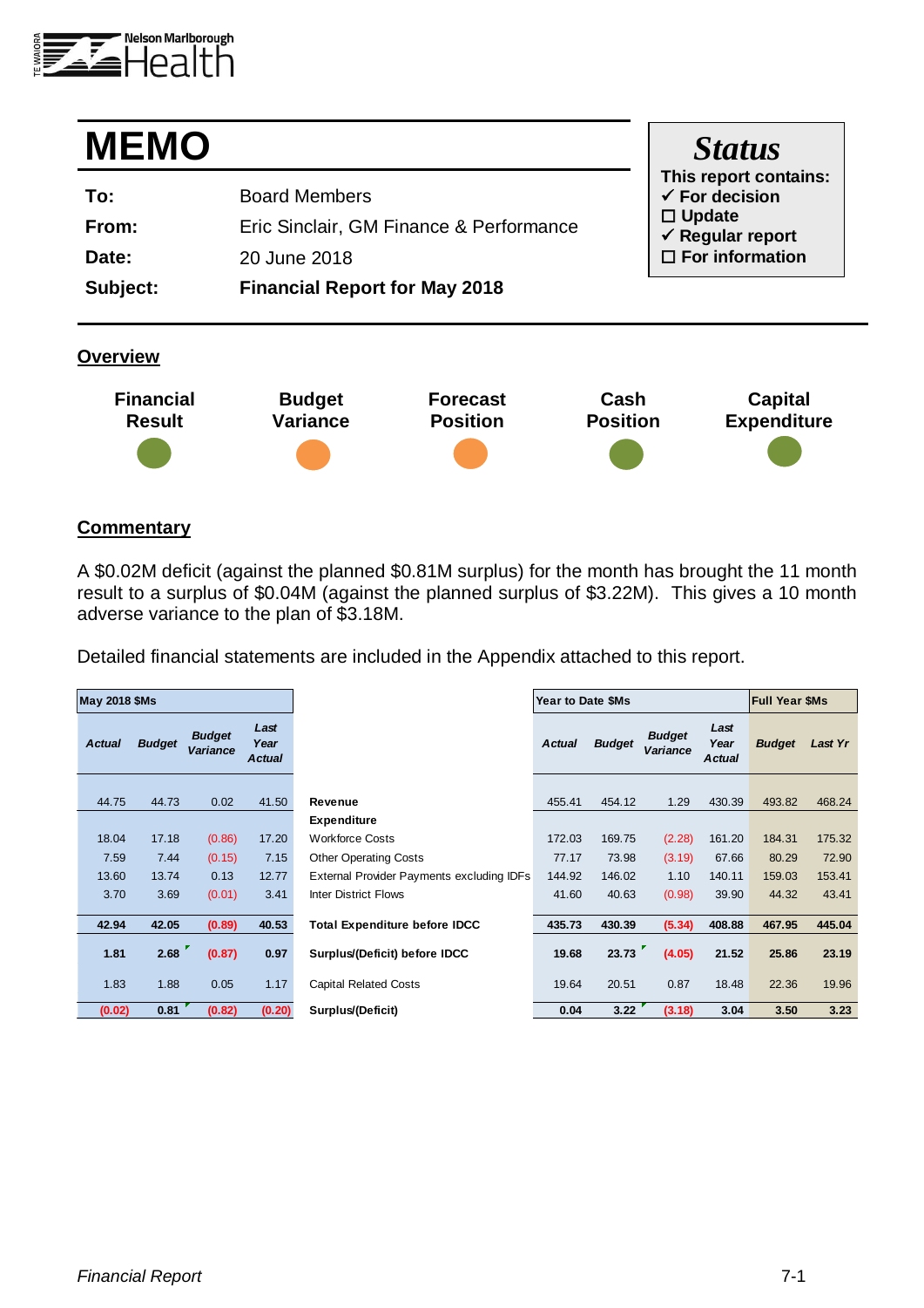Nelson Marlborough Health

# MEMO

| | |
|---|---|
| **To:** | Board Members |
| **From:** | Eric Sinclair, GM Finance & Performance |
| **Date:** | 20 June 2018 |
| **Subject:** | **Financial Report for May 2018** |

**Status**

**This report contains:**
- ✓ **For decision**
- ☐ **Update**
- ✓ **Regular report**
- ☐ **For information**

## Overview

| Financial Result | Budget Variance | Forecast Position | Cash Position | Capital Expenditure |
|---|---|---|---|---|
| Green | Orange | Orange | Green | Green |

## Commentary

A $0.02M deficit (against the planned $0.81M surplus) for the month has brought the 11 month result to a surplus of $0.04M (against the planned surplus of $3.22M). This gives a 10 month adverse variance to the plan of $3.18M.

Detailed financial statements are included in the Appendix attached to this report.

| May 2018 $Ms | | | | | Year to Date $Ms | | | | Full Year $Ms | |
|---|---|---|---|---|---|---|---|---|---|---|
| *Actual* | *Budget* | *Budget Variance* | *Last Year Actual* | | *Actual* | *Budget* | *Budget Variance* | *Last Year Actual* | *Budget* | *Last Yr* |
| 44.75 | 44.73 | 0.02 | 41.50 | **Revenue** | 455.41 | 454.12 | 1.29 | 430.39 | 493.82 | 468.24 |
| | | | | **Expenditure** | | | | | | |
| 18.04 | 17.18 | (0.86) | 17.20 | Workforce Costs | 172.03 | 169.75 | (2.28) | 161.20 | 184.31 | 175.32 |
| 7.59 | 7.44 | (0.15) | 7.15 | Other Operating Costs | 77.17 | 73.98 | (3.19) | 67.66 | 80.29 | 72.90 |
| 13.60 | 13.74 | 0.13 | 12.77 | External Provider Payments excluding IDFs | 144.92 | 146.02 | 1.10 | 140.11 | 159.03 | 153.41 |
| 3.70 | 3.69 | (0.01) | 3.41 | Inter District Flows | 41.60 | 40.63 | (0.98) | 39.90 | 44.32 | 43.41 |
| **42.94** | **42.05** | **(0.89)** | **40.53** | **Total Expenditure before IDCC** | **435.73** | **430.39** | **(5.34)** | **408.88** | **467.95** | **445.04** |
| **1.81** | **2.68** | **(0.87)** | **0.97** | **Surplus/(Deficit) before IDCC** | **19.68** | **23.73** | **(4.05)** | **21.52** | **25.86** | **23.19** |
| 1.83 | 1.88 | 0.05 | 1.17 | Capital Related Costs | 19.64 | 20.51 | 0.87 | 18.48 | 22.36 | 19.96 |
| **(0.02)** | **0.81** | **(0.82)** | **(0.20)** | **Surplus/(Deficit)** | **0.04** | **3.22** | **(3.18)** | **3.04** | **3.50** | **3.23** |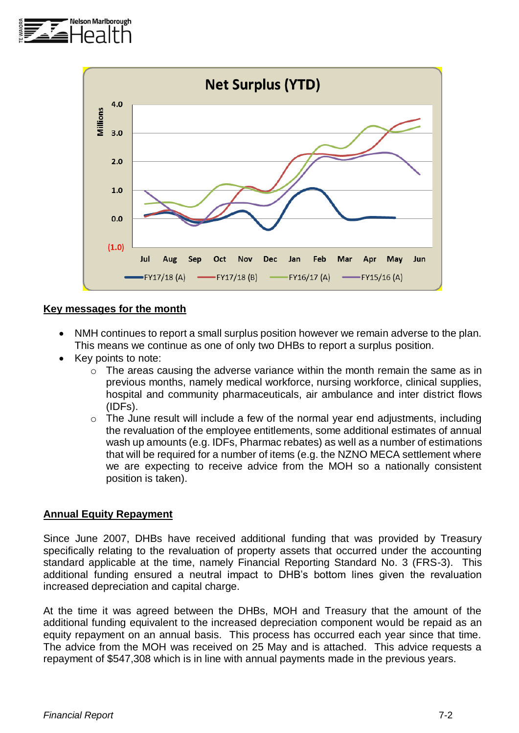## Key messages for the month

- NMH continues to report a small surplus position however we remain adverse to the plan. This means we continue as one of only two DHBs to report a surplus position.
- Key points to note:
  - The areas causing the adverse variance within the month remain the same as in previous months, namely medical workforce, nursing workforce, clinical supplies, hospital and community pharmaceuticals, air ambulance and inter district flows (IDFs).
  - The June result will include a few of the normal year end adjustments, including the revaluation of the employee entitlements, some additional estimates of annual wash up amounts (e.g. IDFs, Pharmac rebates) as well as a number of estimations that will be required for a number of items (e.g. the NZNO MECA settlement where we are expecting to receive advice from the MOH so a nationally consistent position is taken).

## Annual Equity Repayment

Since June 2007, DHBs have received additional funding that was provided by Treasury specifically relating to the revaluation of property assets that occurred under the accounting standard applicable at the time, namely Financial Reporting Standard No. 3 (FRS-3). This additional funding ensured a neutral impact to DHB's bottom lines given the revaluation increased depreciation and capital charge.

At the time it was agreed between the DHBs, MOH and Treasury that the amount of the additional funding equivalent to the increased depreciation component would be repaid as an equity repayment on an annual basis. This process has occurred each year since that time. The advice from the MOH was received on 25 May and is attached. This advice requests a repayment of $547,308 which is in line with annual payments made in the previous years.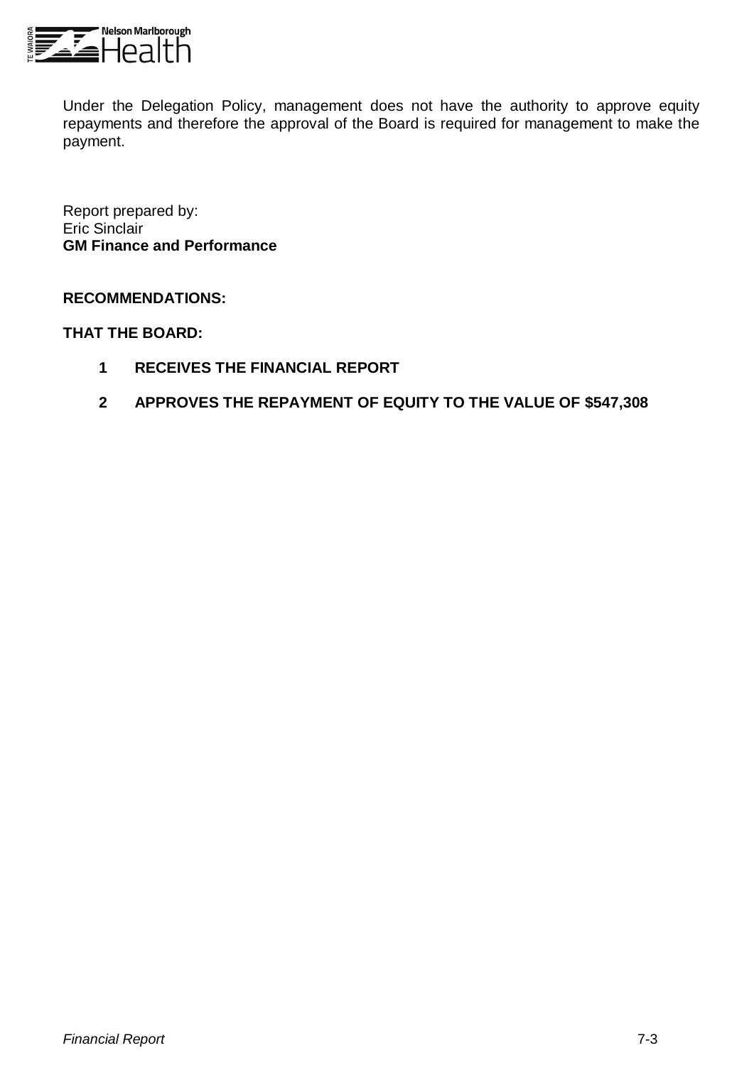Under the Delegation Policy, management does not have the authority to approve equity repayments and therefore the approval of the Board is required for management to make the payment.

Report prepared by:
Eric Sinclair
**GM Finance and Performance**

**RECOMMENDATIONS:**

**THAT THE BOARD:**

1. **RECEIVES THE FINANCIAL REPORT**
2. **APPROVES THE REPAYMENT OF EQUITY TO THE VALUE OF $547,308**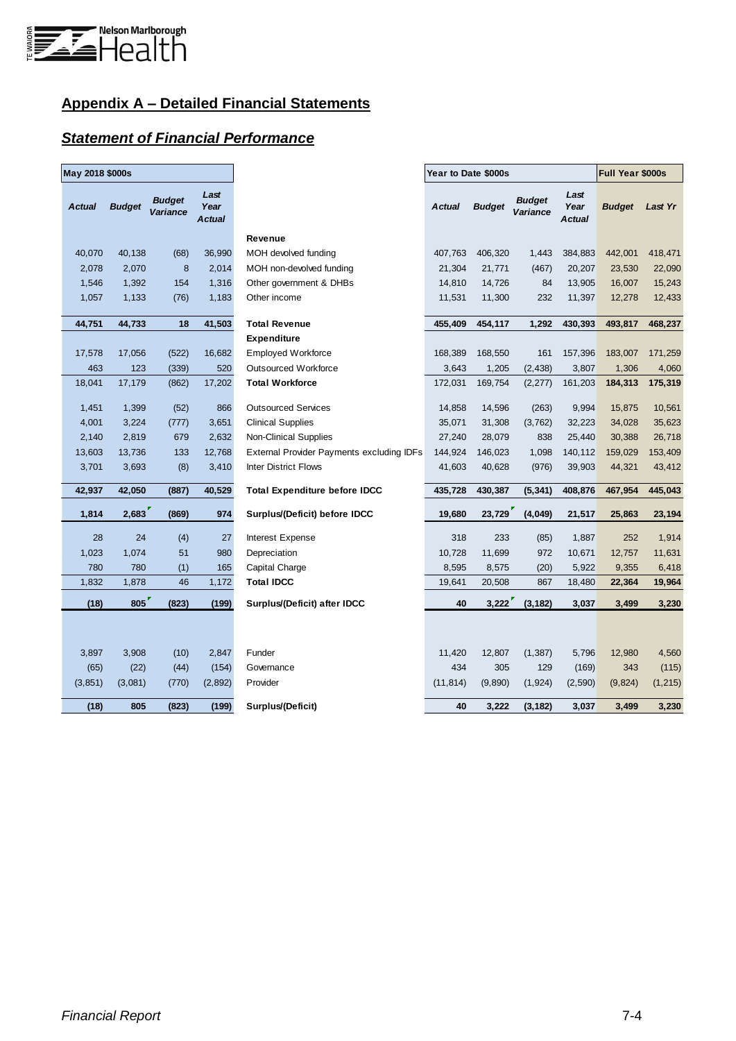## Appendix A – Detailed Financial Statements

### *Statement of Financial Performance*

| May 2018 $000s | | | | | Year to Date $000s | | | | Full Year $000s | |
|---|---|---|---|---|---|---|---|---|---|---|
| *Actual* | *Budget* | *Budget Variance* | *Last Year Actual* | | *Actual* | *Budget* | *Budget Variance* | *Last Year Actual* | *Budget* | *Last Yr* |
| | | | | **Revenue** | | | | | | |
| 40,070 | 40,138 | (68) | 36,990 | MOH devolved funding | 407,763 | 406,320 | 1,443 | 384,883 | 442,001 | 418,471 |
| 2,078 | 2,070 | 8 | 2,014 | MOH non-devolved funding | 21,304 | 21,771 | (467) | 20,207 | 23,530 | 22,090 |
| 1,546 | 1,392 | 154 | 1,316 | Other government & DHBs | 14,810 | 14,726 | 84 | 13,905 | 16,007 | 15,243 |
| 1,057 | 1,133 | (76) | 1,183 | Other income | 11,531 | 11,300 | 232 | 11,397 | 12,278 | 12,433 |
| **44,751** | **44,733** | **18** | **41,503** | **Total Revenue** | **455,409** | **454,117** | **1,292** | **430,393** | **493,817** | **468,237** |
| | | | | **Expenditure** | | | | | | |
| 17,578 | 17,056 | (522) | 16,682 | Employed Workforce | 168,389 | 168,550 | 161 | 157,396 | 183,007 | 171,259 |
| 463 | 123 | (339) | 520 | Outsourced Workforce | 3,643 | 1,205 | (2,438) | 3,807 | 1,306 | 4,060 |
| 18,041 | 17,179 | (862) | 17,202 | **Total Workforce** | 172,031 | 169,754 | (2,277) | 161,203 | **184,313** | **175,319** |
| 1,451 | 1,399 | (52) | 866 | Outsourced Services | 14,858 | 14,596 | (263) | 9,994 | 15,875 | 10,561 |
| 4,001 | 3,224 | (777) | 3,651 | Clinical Supplies | 35,071 | 31,308 | (3,762) | 32,223 | 34,028 | 35,623 |
| 2,140 | 2,819 | 679 | 2,632 | Non-Clinical Supplies | 27,240 | 28,079 | 838 | 25,440 | 30,388 | 26,718 |
| 13,603 | 13,736 | 133 | 12,768 | External Provider Payments excluding IDFs | 144,924 | 146,023 | 1,098 | 140,112 | 159,029 | 153,409 |
| 3,701 | 3,693 | (8) | 3,410 | Inter District Flows | 41,603 | 40,628 | (976) | 39,903 | 44,321 | 43,412 |
| **42,937** | **42,050** | **(887)** | **40,529** | **Total Expenditure before IDCC** | **435,728** | **430,387** | **(5,341)** | **408,876** | **467,954** | **445,043** |
| **1,814** | **2,683** | **(869)** | **974** | **Surplus/(Deficit) before IDCC** | **19,680** | **23,729** | **(4,049)** | **21,517** | **25,863** | **23,194** |
| 28 | 24 | (4) | 27 | Interest Expense | 318 | 233 | (85) | 1,887 | 252 | 1,914 |
| 1,023 | 1,074 | 51 | 980 | Depreciation | 10,728 | 11,699 | 972 | 10,671 | 12,757 | 11,631 |
| 780 | 780 | (1) | 165 | Capital Charge | 8,595 | 8,575 | (20) | 5,922 | 9,355 | 6,418 |
| 1,832 | 1,878 | 46 | 1,172 | **Total IDCC** | 19,641 | 20,508 | 867 | 18,480 | **22,364** | **19,964** |
| **(18)** | **805** | **(823)** | **(199)** | **Surplus/(Deficit) after IDCC** | **40** | **3,222** | **(3,182)** | **3,037** | **3,499** | **3,230** |
| 3,897 | 3,908 | (10) | 2,847 | Funder | 11,420 | 12,807 | (1,387) | 5,796 | 12,980 | 4,560 |
| (65) | (22) | (44) | (154) | Governance | 434 | 305 | 129 | (169) | 343 | (115) |
| (3,851) | (3,081) | (770) | (2,892) | Provider | (11,814) | (9,890) | (1,924) | (2,590) | (9,824) | (1,215) |
| **(18)** | **805** | **(823)** | **(199)** | **Surplus/(Deficit)** | **40** | **3,222** | **(3,182)** | **3,037** | **3,499** | **3,230** |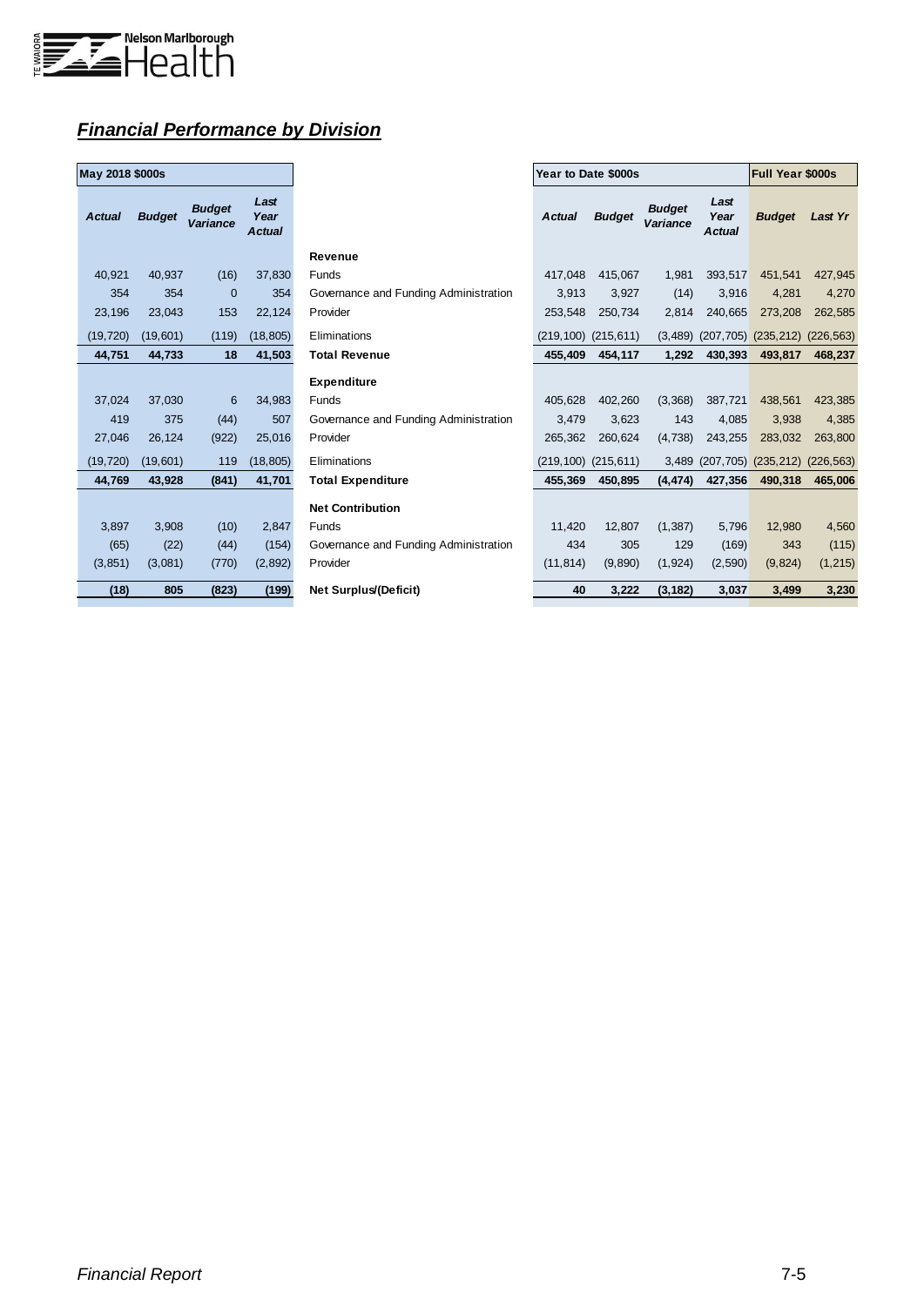## *Financial Performance by Division*

| May 2018 $000s | | | | | Year to Date $000s | | | | Full Year $000s | |
|---|---|---|---|---|---|---|---|---|---|---|
| ***Actual*** | ***Budget*** | ***Budget Variance*** | ***Last Year Actual*** | | ***Actual*** | ***Budget*** | ***Budget Variance*** | ***Last Year Actual*** | ***Budget*** | ***Last Yr*** |
| | | | | **Revenue** | | | | | | |
| 40,921 | 40,937 | (16) | 37,830 | Funds | 417,048 | 415,067 | 1,981 | 393,517 | 451,541 | 427,945 |
| 354 | 354 | 0 | 354 | Governance and Funding Administration | 3,913 | 3,927 | (14) | 3,916 | 4,281 | 4,270 |
| 23,196 | 23,043 | 153 | 22,124 | Provider | 253,548 | 250,734 | 2,814 | 240,665 | 273,208 | 262,585 |
| (19,720) | (19,601) | (119) | (18,805) | Eliminations | (219,100) | (215,611) | (3,489) | (207,705) | (235,212) | (226,563) |
| **44,751** | **44,733** | **18** | **41,503** | **Total Revenue** | **455,409** | **454,117** | **1,292** | **430,393** | **493,817** | **468,237** |
| | | | | **Expenditure** | | | | | | |
| 37,024 | 37,030 | 6 | 34,983 | Funds | 405,628 | 402,260 | (3,368) | 387,721 | 438,561 | 423,385 |
| 419 | 375 | (44) | 507 | Governance and Funding Administration | 3,479 | 3,623 | 143 | 4,085 | 3,938 | 4,385 |
| 27,046 | 26,124 | (922) | 25,016 | Provider | 265,362 | 260,624 | (4,738) | 243,255 | 283,032 | 263,800 |
| (19,720) | (19,601) | 119 | (18,805) | Eliminations | (219,100) | (215,611) | 3,489 | (207,705) | (235,212) | (226,563) |
| **44,769** | **43,928** | **(841)** | **41,701** | **Total Expenditure** | **455,369** | **450,895** | **(4,474)** | **427,356** | **490,318** | **465,006** |
| | | | | **Net Contribution** | | | | | | |
| 3,897 | 3,908 | (10) | 2,847 | Funds | 11,420 | 12,807 | (1,387) | 5,796 | 12,980 | 4,560 |
| (65) | (22) | (44) | (154) | Governance and Funding Administration | 434 | 305 | 129 | (169) | 343 | (115) |
| (3,851) | (3,081) | (770) | (2,892) | Provider | (11,814) | (9,890) | (1,924) | (2,590) | (9,824) | (1,215) |
| **(18)** | **805** | **(823)** | **(199)** | **Net Surplus/(Deficit)** | **40** | **3,222** | **(3,182)** | **3,037** | **3,499** | **3,230** |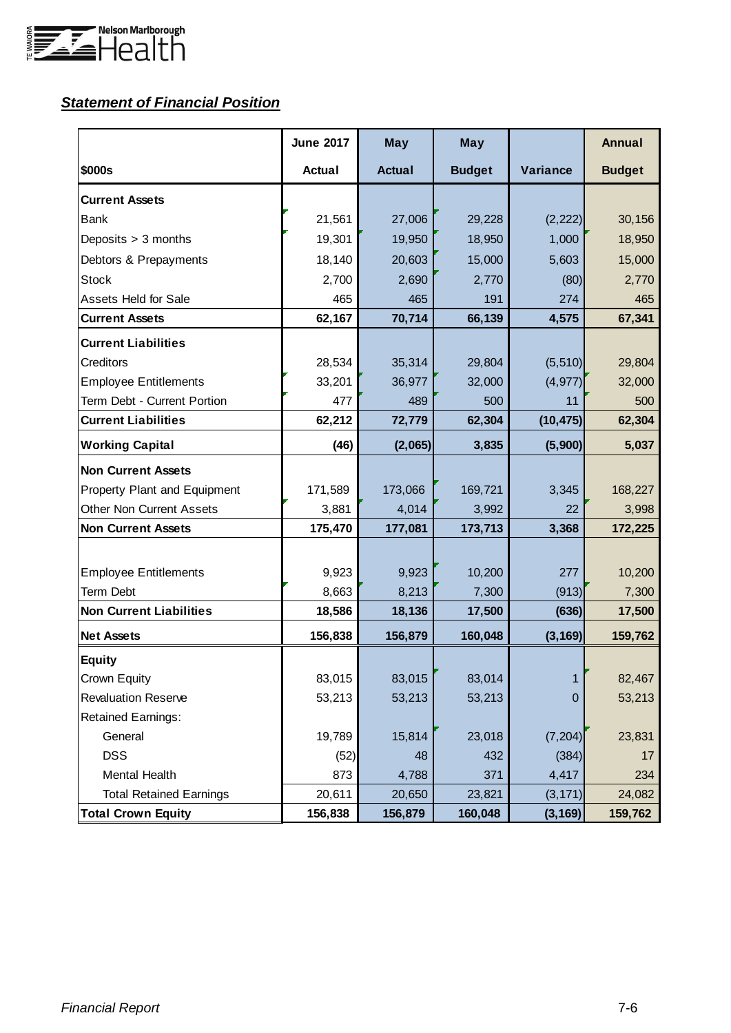***Statement of Financial Position***

| $000s | June 2017 Actual | May Actual | May Budget | Variance | Annual Budget |
|---|---|---|---|---|---|
| **Current Assets** | | | | | |
| Bank | 21,561 | 27,006 | 29,228 | (2,222) | 30,156 |
| Deposits > 3 months | 19,301 | 19,950 | 18,950 | 1,000 | 18,950 |
| Debtors & Prepayments | 18,140 | 20,603 | 15,000 | 5,603 | 15,000 |
| Stock | 2,700 | 2,690 | 2,770 | (80) | 2,770 |
| Assets Held for Sale | 465 | 465 | 191 | 274 | 465 |
| **Current Assets** | **62,167** | **70,714** | **66,139** | **4,575** | **67,341** |
| **Current Liabilities** | | | | | |
| Creditors | 28,534 | 35,314 | 29,804 | (5,510) | 29,804 |
| Employee Entitlements | 33,201 | 36,977 | 32,000 | (4,977) | 32,000 |
| Term Debt - Current Portion | 477 | 489 | 500 | 11 | 500 |
| **Current Liabilities** | **62,212** | **72,779** | **62,304** | **(10,475)** | **62,304** |
| **Working Capital** | **(46)** | **(2,065)** | **3,835** | **(5,900)** | **5,037** |
| **Non Current Assets** | | | | | |
| Property Plant and Equipment | 171,589 | 173,066 | 169,721 | 3,345 | 168,227 |
| Other Non Current Assets | 3,881 | 4,014 | 3,992 | 22 | 3,998 |
| **Non Current Assets** | **175,470** | **177,081** | **173,713** | **3,368** | **172,225** |
| Employee Entitlements | 9,923 | 9,923 | 10,200 | 277 | 10,200 |
| Term Debt | 8,663 | 8,213 | 7,300 | (913) | 7,300 |
| **Non Current Liabilities** | **18,586** | **18,136** | **17,500** | **(636)** | **17,500** |
| **Net Assets** | **156,838** | **156,879** | **160,048** | **(3,169)** | **159,762** |
| **Equity** | | | | | |
| Crown Equity | 83,015 | 83,015 | 83,014 | 1 | 82,467 |
| Revaluation Reserve | 53,213 | 53,213 | 53,213 | 0 | 53,213 |
| Retained Earnings: | | | | | |
| General | 19,789 | 15,814 | 23,018 | (7,204) | 23,831 |
| DSS | (52) | 48 | 432 | (384) | 17 |
| Mental Health | 873 | 4,788 | 371 | 4,417 | 234 |
| Total Retained Earnings | 20,611 | 20,650 | 23,821 | (3,171) | 24,082 |
| **Total Crown Equity** | **156,838** | **156,879** | **160,048** | **(3,169)** | **159,762** |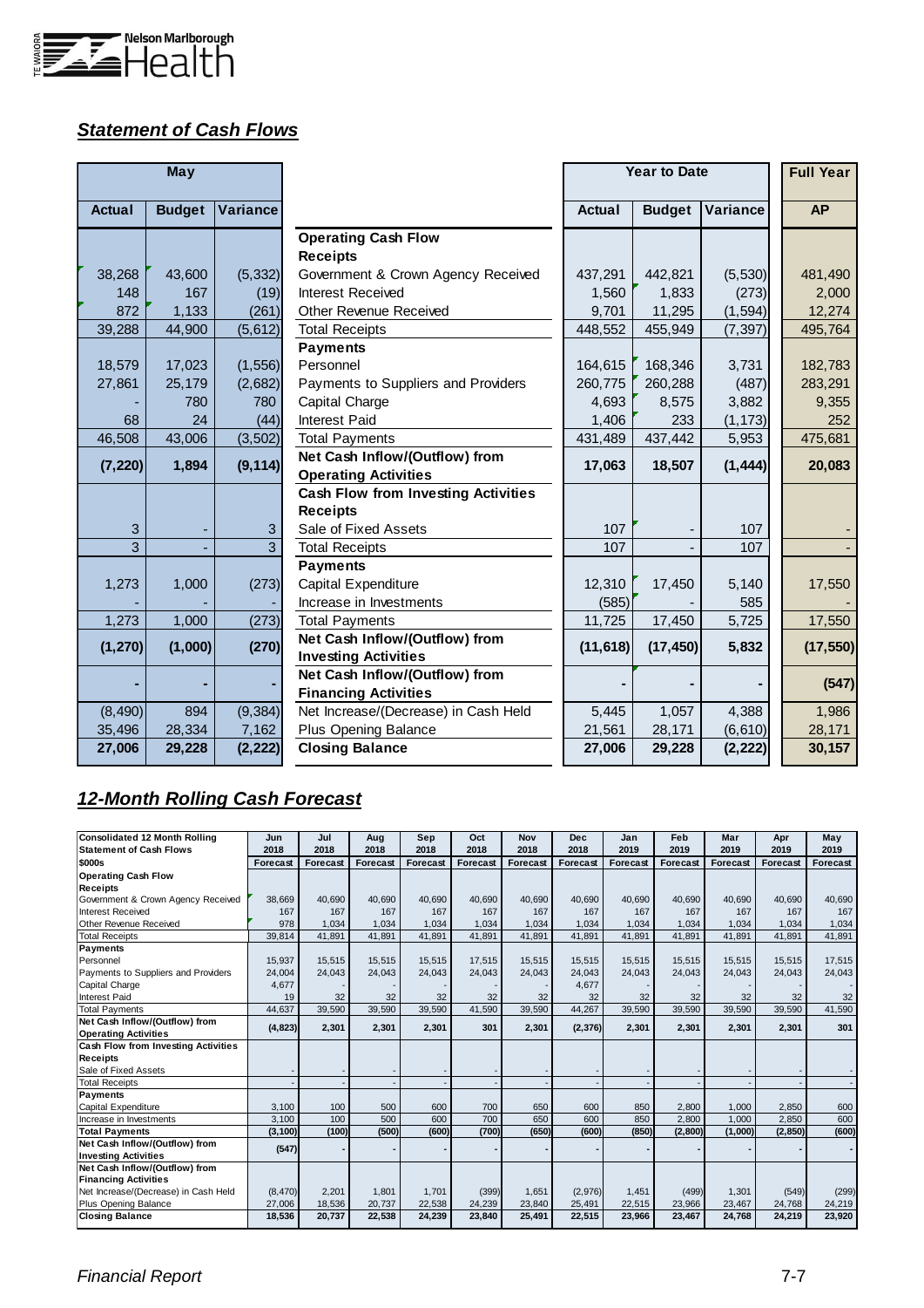## Statement of Cash Flows

| May | | | | Year to Date | | | Full Year |
|---|---|---|---|---|---|---|---|
| Actual | Budget | Variance | | Actual | Budget | Variance | AP |
| | | | **Operating Cash Flow** | | | | |
| | | | **Receipts** | | | | |
| 38,268 | 43,600 | (5,332) | Government & Crown Agency Received | 437,291 | 442,821 | (5,530) | 481,490 |
| 148 | 167 | (19) | Interest Received | 1,560 | 1,833 | (273) | 2,000 |
| 872 | 1,133 | (261) | Other Revenue Received | 9,701 | 11,295 | (1,594) | 12,274 |
| 39,288 | 44,900 | (5,612) | Total Receipts | 448,552 | 455,949 | (7,397) | 495,764 |
| | | | **Payments** | | | | |
| 18,579 | 17,023 | (1,556) | Personnel | 164,615 | 168,346 | 3,731 | 182,783 |
| 27,861 | 25,179 | (2,682) | Payments to Suppliers and Providers | 260,775 | 260,288 | (487) | 283,291 |
| - | 780 | 780 | Capital Charge | 4,693 | 8,575 | 3,882 | 9,355 |
| 68 | 24 | (44) | Interest Paid | 1,406 | 233 | (1,173) | 252 |
| 46,508 | 43,006 | (3,502) | Total Payments | 431,489 | 437,442 | 5,953 | 475,681 |
| **(7,220)** | **1,894** | **(9,114)** | **Net Cash Inflow/(Outflow) from Operating Activities** | **17,063** | **18,507** | **(1,444)** | **20,083** |
| | | | **Cash Flow from Investing Activities** | | | | |
| | | | **Receipts** | | | | |
| 3 | - | 3 | Sale of Fixed Assets | 107 | - | 107 | - |
| 3 | - | 3 | Total Receipts | 107 | - | 107 | - |
| | | | **Payments** | | | | |
| 1,273 | 1,000 | (273) | Capital Expenditure | 12,310 | 17,450 | 5,140 | 17,550 |
| - | - | - | Increase in Investments | (585) | - | 585 | - |
| 1,273 | 1,000 | (273) | Total Payments | 11,725 | 17,450 | 5,725 | 17,550 |
| **(1,270)** | **(1,000)** | **(270)** | **Net Cash Inflow/(Outflow) from Investing Activities** | **(11,618)** | **(17,450)** | **5,832** | **(17,550)** |
| **-** | **-** | **-** | **Net Cash Inflow/(Outflow) from Financing Activities** | **-** | **-** | **-** | **(547)** |
| (8,490) | 894 | (9,384) | Net Increase/(Decrease) in Cash Held | 5,445 | 1,057 | 4,388 | 1,986 |
| 35,496 | 28,334 | 7,162 | Plus Opening Balance | 21,561 | 28,171 | (6,610) | 28,171 |
| **27,006** | **29,228** | **(2,222)** | **Closing Balance** | **27,006** | **29,228** | **(2,222)** | **30,157** |

## 12-Month Rolling Cash Forecast

| Consolidated 12 Month Rolling Statement of Cash Flows | Jun 2018 | Jul 2018 | Aug 2018 | Sep 2018 | Oct 2018 | Nov 2018 | Dec 2018 | Jan 2019 | Feb 2019 | Mar 2019 | Apr 2019 | May 2019 |
|---|---|---|---|---|---|---|---|---|---|---|---|---|
| **$000s** | **Forecast** | **Forecast** | **Forecast** | **Forecast** | **Forecast** | **Forecast** | **Forecast** | **Forecast** | **Forecast** | **Forecast** | **Forecast** | **Forecast** |
| **Operating Cash Flow** | | | | | | | | | | | | |
| **Receipts** | | | | | | | | | | | | |
| Government & Crown Agency Received | 38,669 | 40,690 | 40,690 | 40,690 | 40,690 | 40,690 | 40,690 | 40,690 | 40,690 | 40,690 | 40,690 | 40,690 |
| Interest Received | 167 | 167 | 167 | 167 | 167 | 167 | 167 | 167 | 167 | 167 | 167 | 167 |
| Other Revenue Received | 978 | 1,034 | 1,034 | 1,034 | 1,034 | 1,034 | 1,034 | 1,034 | 1,034 | 1,034 | 1,034 | 1,034 |
| Total Receipts | 39,814 | 41,891 | 41,891 | 41,891 | 41,891 | 41,891 | 41,891 | 41,891 | 41,891 | 41,891 | 41,891 | 41,891 |
| **Payments** | | | | | | | | | | | | |
| Personnel | 15,937 | 15,515 | 15,515 | 15,515 | 17,515 | 15,515 | 15,515 | 15,515 | 15,515 | 15,515 | 15,515 | 17,515 |
| Payments to Suppliers and Providers | 24,004 | 24,043 | 24,043 | 24,043 | 24,043 | 24,043 | 24,043 | 24,043 | 24,043 | 24,043 | 24,043 | 24,043 |
| Capital Charge | 4,677 | - | - | - | - | - | 4,677 | - | - | - | - | - |
| Interest Paid | 19 | 32 | 32 | 32 | 32 | 32 | 32 | 32 | 32 | 32 | 32 | 32 |
| Total Payments | 44,637 | 39,590 | 39,590 | 39,590 | 41,590 | 39,590 | 44,267 | 39,590 | 39,590 | 39,590 | 39,590 | 41,590 |
| **Net Cash Inflow/(Outflow) from Operating Activities** | **(4,823)** | **2,301** | **2,301** | **2,301** | **301** | **2,301** | **(2,376)** | **2,301** | **2,301** | **2,301** | **2,301** | **301** |
| **Cash Flow from Investing Activities** | | | | | | | | | | | | |
| **Receipts** | | | | | | | | | | | | |
| Sale of Fixed Assets | - | - | - | - | - | - | - | - | - | - | - | - |
| Total Receipts | - | - | - | - | - | - | - | - | - | - | - | - |
| **Payments** | | | | | | | | | | | | |
| Capital Expenditure | 3,100 | 100 | 500 | 600 | 700 | 650 | 600 | 850 | 2,800 | 1,000 | 2,850 | 600 |
| Increase in Investments | 3,100 | 100 | 500 | 600 | 700 | 650 | 600 | 850 | 2,800 | 1,000 | 2,850 | 600 |
| **Total Payments** | **(3,100)** | **(100)** | **(500)** | **(600)** | **(700)** | **(650)** | **(600)** | **(850)** | **(2,800)** | **(1,000)** | **(2,850)** | **(600)** |
| **Net Cash Inflow/(Outflow) from Investing Activities** | **(547)** | **-** | **-** | **-** | **-** | **-** | **-** | **-** | **-** | **-** | **-** | **-** |
| **Net Cash Inflow/(Outflow) from Financing Activities** | | | | | | | | | | | | |
| Net Increase/(Decrease) in Cash Held | (8,470) | 2,201 | 1,801 | 1,701 | (399) | 1,651 | (2,976) | 1,451 | (499) | 1,301 | (549) | (299) |
| Plus Opening Balance | 27,006 | 18,536 | 20,737 | 22,538 | 24,239 | 23,840 | 25,491 | 22,515 | 23,966 | 23,467 | 24,768 | 24,219 |
| **Closing Balance** | **18,536** | **20,737** | **22,538** | **24,239** | **23,840** | **25,491** | **22,515** | **23,966** | **23,467** | **24,768** | **24,219** | **23,920** |

*Financial Report*